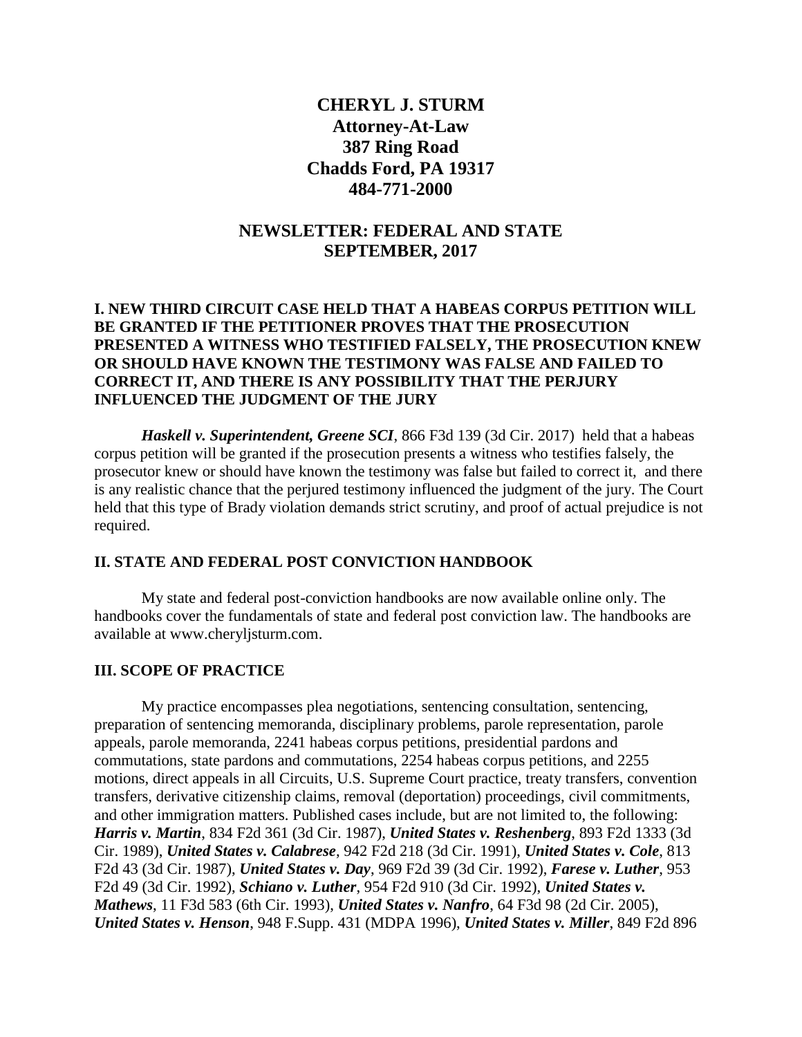# CHERYL J. STURM
**Attorney-At-Law**
**387 Ring Road**
**Chadds Ford, PA 19317**
**484-771-2000**

## NEWSLETTER: FEDERAL AND STATE
## SEPTEMBER, 2017

### I. NEW THIRD CIRCUIT CASE HELD THAT A HABEAS CORPUS PETITION WILL BE GRANTED IF THE PETITIONER PROVES THAT THE PROSECUTION PRESENTED A WITNESS WHO TESTIFIED FALSELY, THE PROSECUTION KNEW OR SHOULD HAVE KNOWN THE TESTIMONY WAS FALSE AND FAILED TO CORRECT IT, AND THERE IS ANY POSSIBILITY THAT THE PERJURY INFLUENCED THE JUDGMENT OF THE JURY

***Haskell v. Superintendent, Greene SCI***, 866 F3d 139 (3d Cir. 2017) held that a habeas corpus petition will be granted if the prosecution presents a witness who testifies falsely, the prosecutor knew or should have known the testimony was false but failed to correct it, and there is any realistic chance that the perjured testimony influenced the judgment of the jury. The Court held that this type of Brady violation demands strict scrutiny, and proof of actual prejudice is not required.

### II. STATE AND FEDERAL POST CONVICTION HANDBOOK

My state and federal post-conviction handbooks are now available online only. The handbooks cover the fundamentals of state and federal post conviction law. The handbooks are available at www.cheryljsturm.com.

### III. SCOPE OF PRACTICE

My practice encompasses plea negotiations, sentencing consultation, sentencing, preparation of sentencing memoranda, disciplinary problems, parole representation, parole appeals, parole memoranda, 2241 habeas corpus petitions, presidential pardons and commutations, state pardons and commutations, 2254 habeas corpus petitions, and 2255 motions, direct appeals in all Circuits, U.S. Supreme Court practice, treaty transfers, convention transfers, derivative citizenship claims, removal (deportation) proceedings, civil commitments, and other immigration matters. Published cases include, but are not limited to, the following: ***Harris v. Martin***, 834 F2d 361 (3d Cir. 1987), ***United States v. Reshenberg***, 893 F2d 1333 (3d Cir. 1989), ***United States v. Calabrese***, 942 F2d 218 (3d Cir. 1991), ***United States v. Cole***, 813 F2d 43 (3d Cir. 1987), ***United States v. Day***, 969 F2d 39 (3d Cir. 1992), ***Farese v. Luther***, 953 F2d 49 (3d Cir. 1992), ***Schiano v. Luther***, 954 F2d 910 (3d Cir. 1992), ***United States v. Mathews***, 11 F3d 583 (6th Cir. 1993), ***United States v. Nanfro***, 64 F3d 98 (2d Cir. 2005), ***United States v. Henson***, 948 F.Supp. 431 (MDPA 1996), ***United States v. Miller***, 849 F2d 896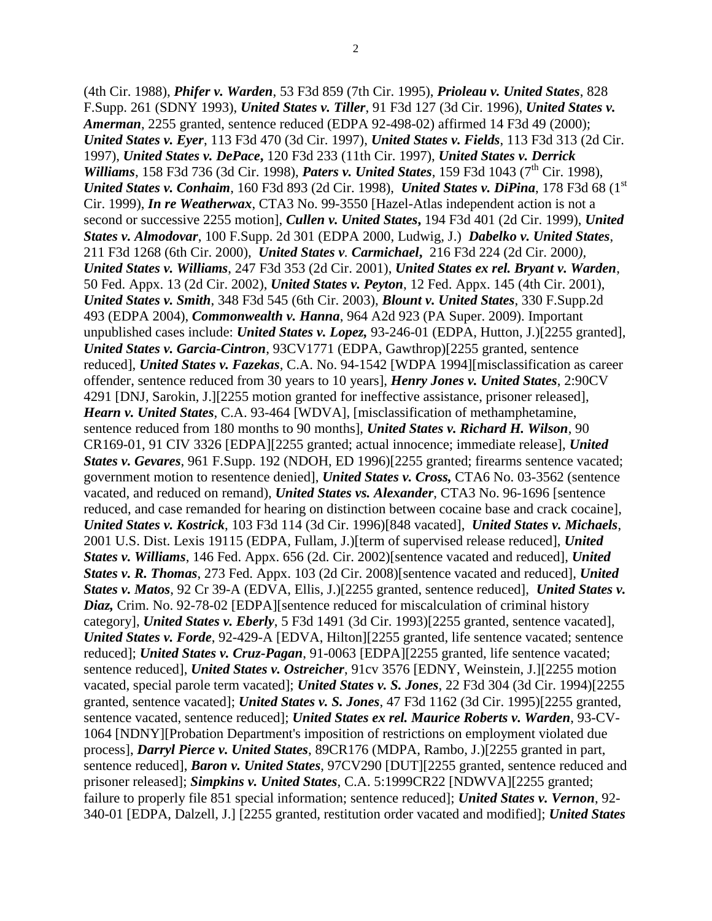(4th Cir. 1988), ***Phifer v. Warden***, 53 F3d 859 (7th Cir. 1995), ***Prioleau v. United States***, 828 F.Supp. 261 (SDNY 1993), ***United States v. Tiller***, 91 F3d 127 (3d Cir. 1996), ***United States v. Amerman***, 2255 granted, sentence reduced (EDPA 92-498-02) affirmed 14 F3d 49 (2000); ***United States v. Eyer***, 113 F3d 470 (3d Cir. 1997), ***United States v. Fields***, 113 F3d 313 (2d Cir. 1997), ***United States v. DePace***, 120 F3d 233 (11th Cir. 1997), ***United States v. Derrick Williams***, 158 F3d 736 (3d Cir. 1998), ***Paters v. United States***, 159 F3d 1043 (7th Cir. 1998), ***United States v. Conhaim***, 160 F3d 893 (2d Cir. 1998), ***United States v. DiPina***, 178 F3d 68 (1st Cir. 1999), ***In re Weatherwax***, CTA3 No. 99-3550 [Hazel-Atlas independent action is not a second or successive 2255 motion], ***Cullen v. United States***, 194 F3d 401 (2d Cir. 1999), ***United States v. Almodovar***, 100 F.Supp. 2d 301 (EDPA 2000, Ludwig, J.) ***Dabelko v. United States***, 211 F3d 1268 (6th Cir. 2000), ***United States v. Carmichael***, 216 F3d 224 (2d Cir. 2000), ***United States v. Williams***, 247 F3d 353 (2d Cir. 2001), ***United States ex rel. Bryant v. Warden***, 50 Fed. Appx. 13 (2d Cir. 2002), ***United States v. Peyton***, 12 Fed. Appx. 145 (4th Cir. 2001), ***United States v. Smith***, 348 F3d 545 (6th Cir. 2003), ***Blount v. United States***, 330 F.Supp.2d 493 (EDPA 2004), ***Commonwealth v. Hanna***, 964 A2d 923 (PA Super. 2009). Important unpublished cases include: ***United States v. Lopez,*** 93-246-01 (EDPA, Hutton, J.)[2255 granted], ***United States v. Garcia-Cintron***, 93CV1771 (EDPA, Gawthrop)[2255 granted, sentence reduced], ***United States v. Fazekas***, C.A. No. 94-1542 [WDPA 1994][misclassification as career offender, sentence reduced from 30 years to 10 years], ***Henry Jones v. United States***, 2:90CV 4291 [DNJ, Sarokin, J.][2255 motion granted for ineffective assistance, prisoner released], ***Hearn v. United States***, C.A. 93-464 [WDVA], [misclassification of methamphetamine, sentence reduced from 180 months to 90 months], ***United States v. Richard H. Wilson***, 90 CR169-01, 91 CIV 3326 [EDPA][2255 granted; actual innocence; immediate release], ***United States v. Gevares***, 961 F.Supp. 192 (NDOH, ED 1996)[2255 granted; firearms sentence vacated; government motion to resentence denied], ***United States v. Cross,*** CTA6 No. 03-3562 (sentence vacated, and reduced on remand), ***United States vs. Alexander***, CTA3 No. 96-1696 [sentence reduced, and case remanded for hearing on distinction between cocaine base and crack cocaine], ***United States v. Kostrick***, 103 F3d 114 (3d Cir. 1996)[848 vacated], ***United States v. Michaels***, 2001 U.S. Dist. Lexis 19115 (EDPA, Fullam, J.)[term of supervised release reduced], ***United States v. Williams***, 146 Fed. Appx. 656 (2d. Cir. 2002)[sentence vacated and reduced], ***United States v. R. Thomas***, 273 Fed. Appx. 103 (2d Cir. 2008)[sentence vacated and reduced], ***United States v. Matos***, 92 Cr 39-A (EDVA, Ellis, J.)[2255 granted, sentence reduced], ***United States v. Diaz,*** Crim. No. 92-78-02 [EDPA][sentence reduced for miscalculation of criminal history category], ***United States v. Eberly***, 5 F3d 1491 (3d Cir. 1993)[2255 granted, sentence vacated], ***United States v. Forde***, 92-429-A [EDVA, Hilton][2255 granted, life sentence vacated; sentence reduced]; ***United States v. Cruz-Pagan***, 91-0063 [EDPA][2255 granted, life sentence vacated; sentence reduced], ***United States v. Ostreicher***, 91cv 3576 [EDNY, Weinstein, J.][2255 motion vacated, special parole term vacated]; ***United States v. S. Jones***, 22 F3d 304 (3d Cir. 1994)[2255 granted, sentence vacated]; ***United States v. S. Jones***, 47 F3d 1162 (3d Cir. 1995)[2255 granted, sentence vacated, sentence reduced]; ***United States ex rel. Maurice Roberts v. Warden***, 93-CV-1064 [NDNY][Probation Department's imposition of restrictions on employment violated due process], ***Darryl Pierce v. United States***, 89CR176 (MDPA, Rambo, J.)[2255 granted in part, sentence reduced], ***Baron v. United States***, 97CV290 [DUT][2255 granted, sentence reduced and prisoner released]; ***Simpkins v. United States***, C.A. 5:1999CR22 [NDWVA][2255 granted; failure to properly file 851 special information; sentence reduced]; ***United States v. Vernon***, 92-340-01 [EDPA, Dalzell, J.] [2255 granted, restitution order vacated and modified]; ***United States***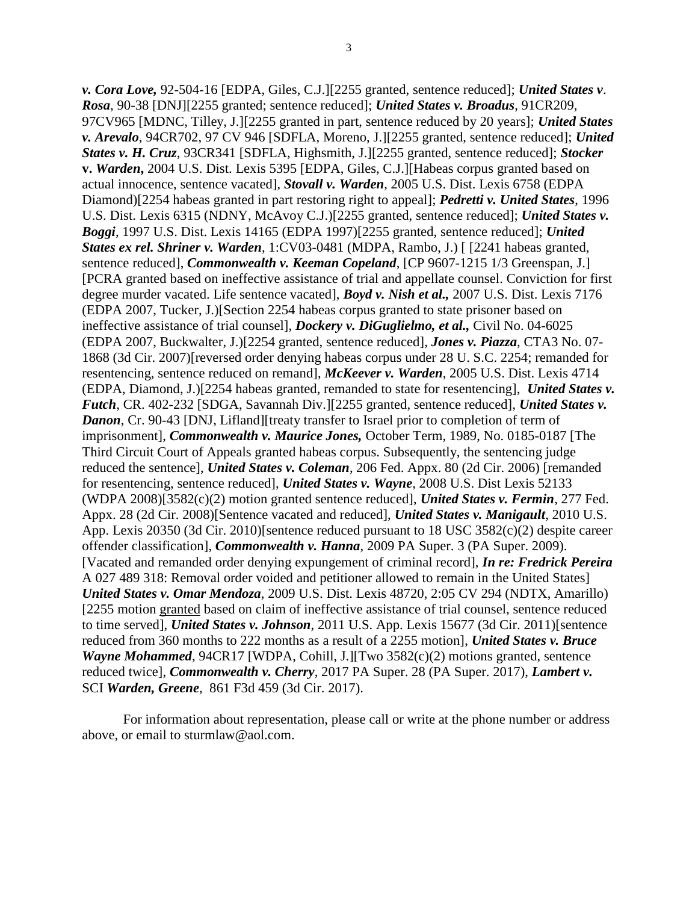***v. Cora Love,*** 92-504-16 [EDPA, Giles, C.J.][2255 granted, sentence reduced]; ***United States v. Rosa***, 90-38 [DNJ][2255 granted; sentence reduced]; ***United States v. Broadus***, 91CR209, 97CV965 [MDNC, Tilley, J.][2255 granted in part, sentence reduced by 20 years]; ***United States v. Arevalo***, 94CR702, 97 CV 946 [SDFLA, Moreno, J.][2255 granted, sentence reduced]; ***United States v. H. Cruz***, 93CR341 [SDFLA, Highsmith, J.][2255 granted, sentence reduced]; ***Stocker*** **v.** ***Warden***, 2004 U.S. Dist. Lexis 5395 [EDPA, Giles, C.J.][Habeas corpus granted based on actual innocence, sentence vacated], ***Stovall v. Warden***, 2005 U.S. Dist. Lexis 6758 (EDPA Diamond)[2254 habeas granted in part restoring right to appeal]; ***Pedretti v. United States***, 1996 U.S. Dist. Lexis 6315 (NDNY, McAvoy C.J.)[2255 granted, sentence reduced]; ***United States v. Boggi***, 1997 U.S. Dist. Lexis 14165 (EDPA 1997)[2255 granted, sentence reduced]; ***United States ex rel. Shriner v. Warden***, 1:CV03-0481 (MDPA, Rambo, J.) [ [2241 habeas granted, sentence reduced], ***Commonwealth v. Keeman Copeland***, [CP 9607-1215 1/3 Greenspan, J.] [PCRA granted based on ineffective assistance of trial and appellate counsel. Conviction for first degree murder vacated. Life sentence vacated], ***Boyd v. Nish et al.,*** 2007 U.S. Dist. Lexis 7176 (EDPA 2007, Tucker, J.)[Section 2254 habeas corpus granted to state prisoner based on ineffective assistance of trial counsel], ***Dockery v. DiGuglielmo, et al.,*** Civil No. 04-6025 (EDPA 2007, Buckwalter, J.)[2254 granted, sentence reduced], ***Jones v. Piazza***, CTA3 No. 07-1868 (3d Cir. 2007)[reversed order denying habeas corpus under 28 U. S.C. 2254; remanded for resentencing, sentence reduced on remand], ***McKeever v. Warden***, 2005 U.S. Dist. Lexis 4714 (EDPA, Diamond, J.)[2254 habeas granted, remanded to state for resentencing], ***United States v. Futch***, CR. 402-232 [SDGA, Savannah Div.][2255 granted, sentence reduced], ***United States v. Danon***, Cr. 90-43 [DNJ, Lifland][treaty transfer to Israel prior to completion of term of imprisonment], ***Commonwealth v. Maurice Jones,*** October Term, 1989, No. 0185-0187 [The Third Circuit Court of Appeals granted habeas corpus. Subsequently, the sentencing judge reduced the sentence], ***United States v. Coleman***, 206 Fed. Appx. 80 (2d Cir. 2006) [remanded for resentencing, sentence reduced], ***United States v. Wayne***, 2008 U.S Dist Lexis 52133 (WDPA 2008)[3582(c)(2) motion granted sentence reduced], ***United States v. Fermin***, 277 Fed. Appx. 28 (2d Cir. 2008)[Sentence vacated and reduced], ***United States v. Manigault***, 2010 U.S. App. Lexis 20350 (3d Cir. 2010)[sentence reduced pursuant to 18 USC 3582(c)(2) despite career offender classification], ***Commonwealth v. Hanna***, 2009 PA Super. 3 (PA Super. 2009). [Vacated and remanded order denying expungement of criminal record], ***In re: Fredrick Pereira*** A 027 489 318: Removal order voided and petitioner allowed to remain in the United States] ***United States v. Omar Mendoza***, 2009 U.S. Dist. Lexis 48720, 2:05 CV 294 (NDTX, Amarillo) [2255 motion granted based on claim of ineffective assistance of trial counsel, sentence reduced to time served], ***United States v. Johnson***, 2011 U.S. App. Lexis 15677 (3d Cir. 2011)[sentence reduced from 360 months to 222 months as a result of a 2255 motion], ***United States v. Bruce Wayne Mohammed***, 94CR17 [WDPA, Cohill, J.][Two 3582(c)(2) motions granted, sentence reduced twice], ***Commonwealth v. Cherry***, 2017 PA Super. 28 (PA Super. 2017), ***Lambert v.*** SCI ***Warden, Greene***, 861 F3d 459 (3d Cir. 2017).

For information about representation, please call or write at the phone number or address above, or email to sturmlaw@aol.com.